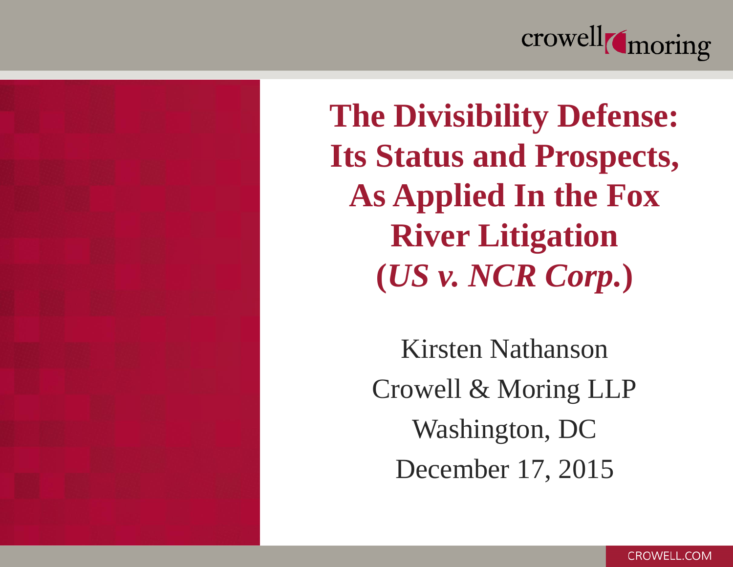# The Divisibility Defense: Its Status and Prospects, As Applied In the Fox River Litigation (*US v. NCR Corp.*)

Kirsten Nathanson

Crowell & Moring LLP

Washington, DC

December 17, 2015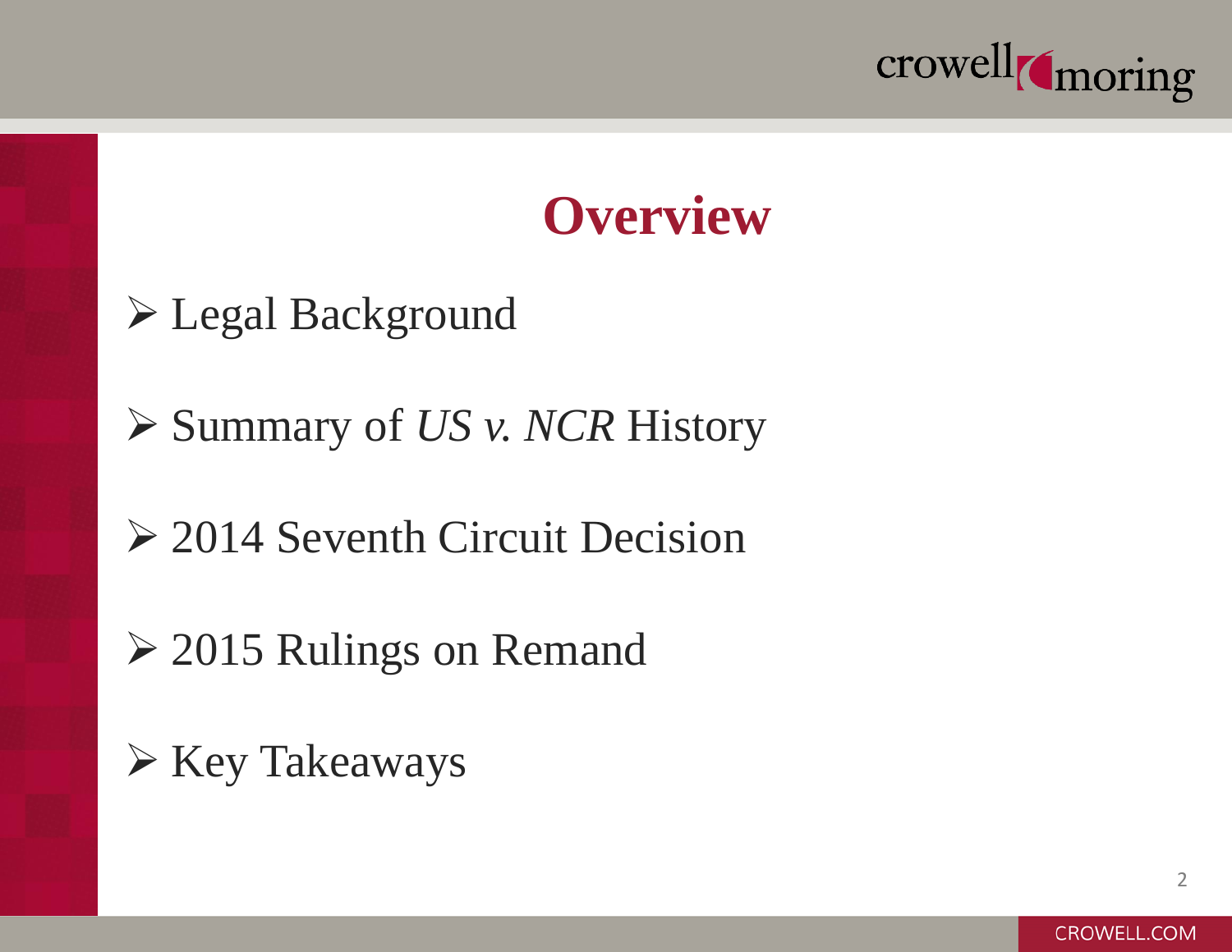# Overview

- Legal Background
- Summary of *US v. NCR* History
- 2014 Seventh Circuit Decision
- 2015 Rulings on Remand
- Key Takeaways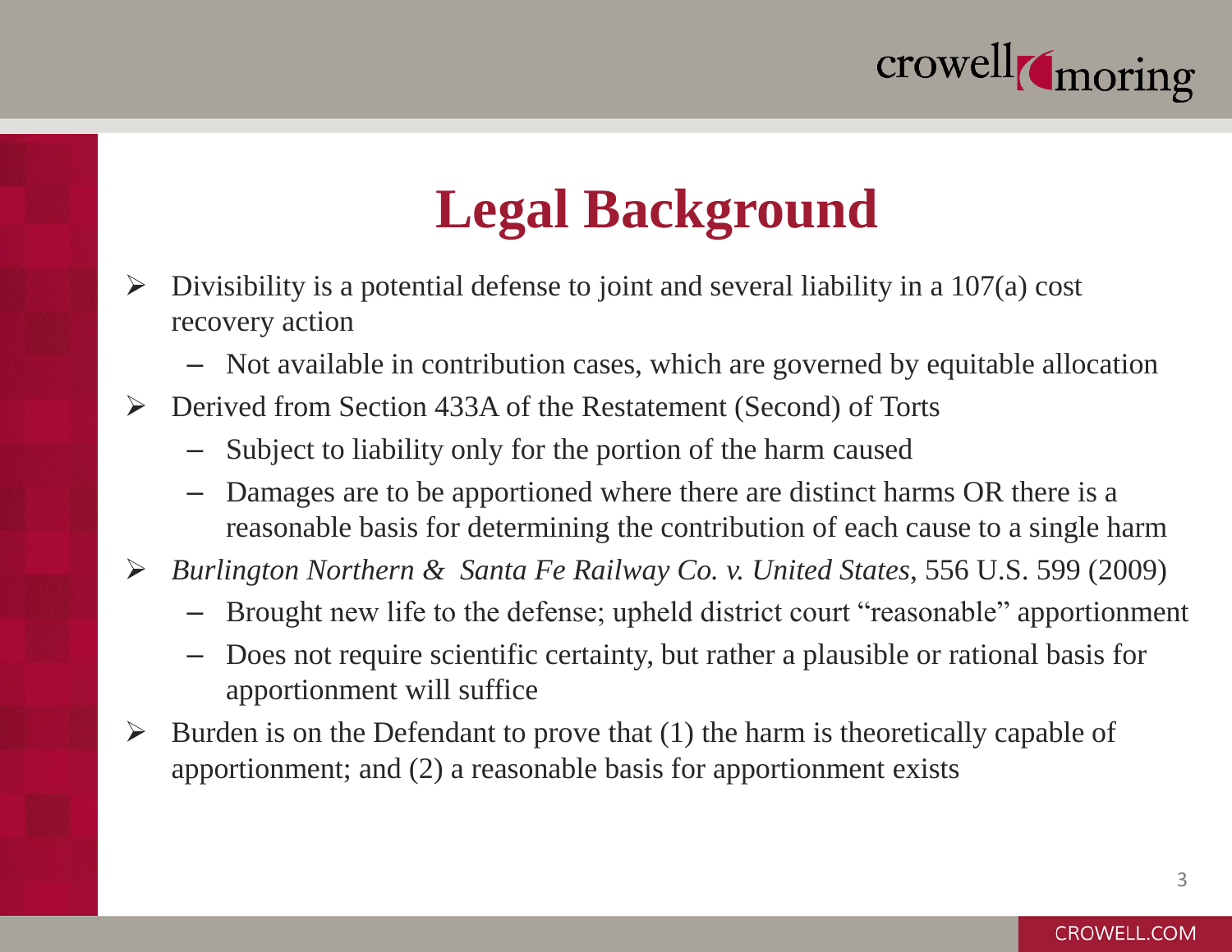# Legal Background

- Divisibility is a potential defense to joint and several liability in a 107(a) cost recovery action
  - Not available in contribution cases, which are governed by equitable allocation
- Derived from Section 433A of the Restatement (Second) of Torts
  - Subject to liability only for the portion of the harm caused
  - Damages are to be apportioned where there are distinct harms OR there is a reasonable basis for determining the contribution of each cause to a single harm
- *Burlington Northern & Santa Fe Railway Co. v. United States*, 556 U.S. 599 (2009)
  - Brought new life to the defense; upheld district court "reasonable" apportionment
  - Does not require scientific certainty, but rather a plausible or rational basis for apportionment will suffice
- Burden is on the Defendant to prove that (1) the harm is theoretically capable of apportionment; and (2) a reasonable basis for apportionment exists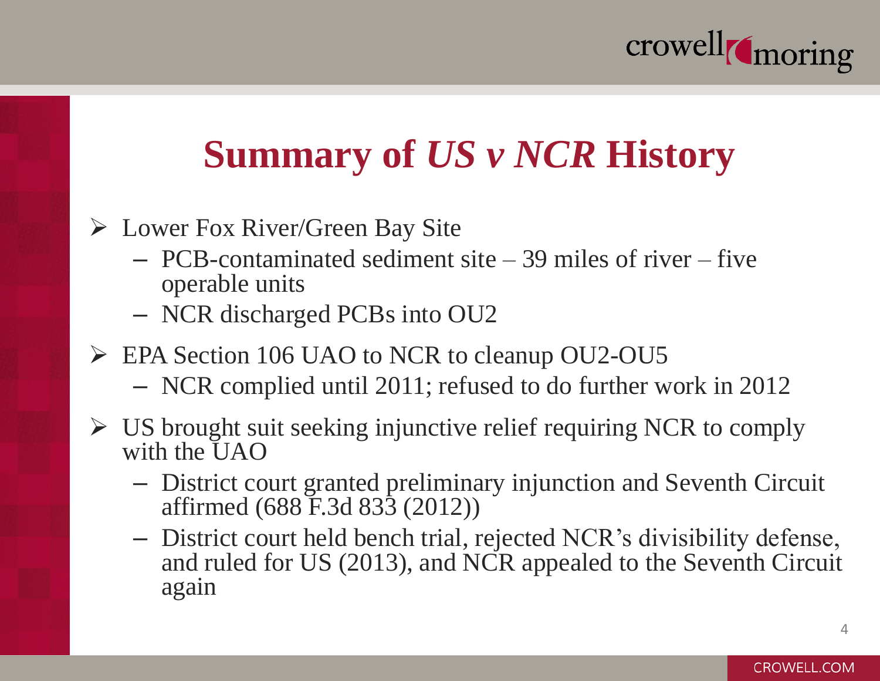# Summary of *US v NCR* History

- Lower Fox River/Green Bay Site
  - PCB-contaminated sediment site – 39 miles of river – five operable units
  - NCR discharged PCBs into OU2
- EPA Section 106 UAO to NCR to cleanup OU2-OU5
  - NCR complied until 2011; refused to do further work in 2012
- US brought suit seeking injunctive relief requiring NCR to comply with the UAO
  - District court granted preliminary injunction and Seventh Circuit affirmed (688 F.3d 833 (2012))
  - District court held bench trial, rejected NCR's divisibility defense, and ruled for US (2013), and NCR appealed to the Seventh Circuit again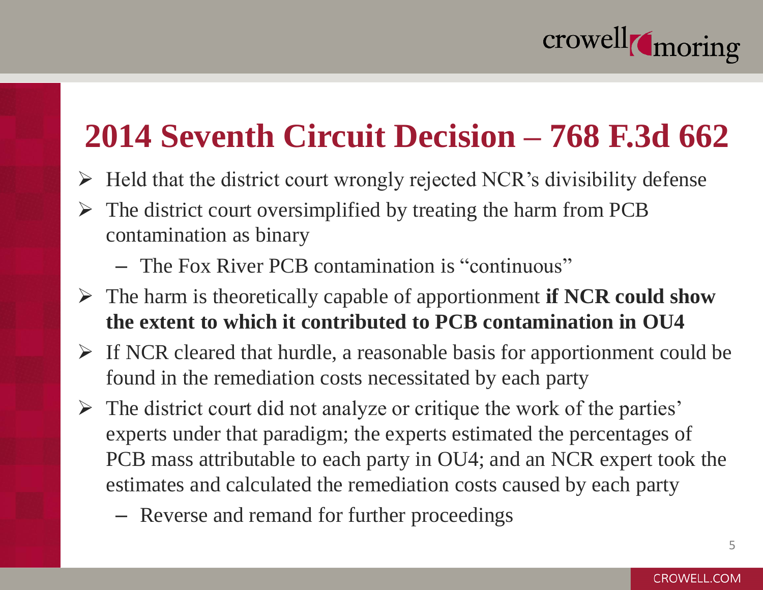# 2014 Seventh Circuit Decision – 768 F.3d 662

- Held that the district court wrongly rejected NCR's divisibility defense
- The district court oversimplified by treating the harm from PCB contamination as binary
  - The Fox River PCB contamination is "continuous"
- The harm is theoretically capable of apportionment **if NCR could show the extent to which it contributed to PCB contamination in OU4**
- If NCR cleared that hurdle, a reasonable basis for apportionment could be found in the remediation costs necessitated by each party
- The district court did not analyze or critique the work of the parties' experts under that paradigm; the experts estimated the percentages of PCB mass attributable to each party in OU4; and an NCR expert took the estimates and calculated the remediation costs caused by each party
  - Reverse and remand for further proceedings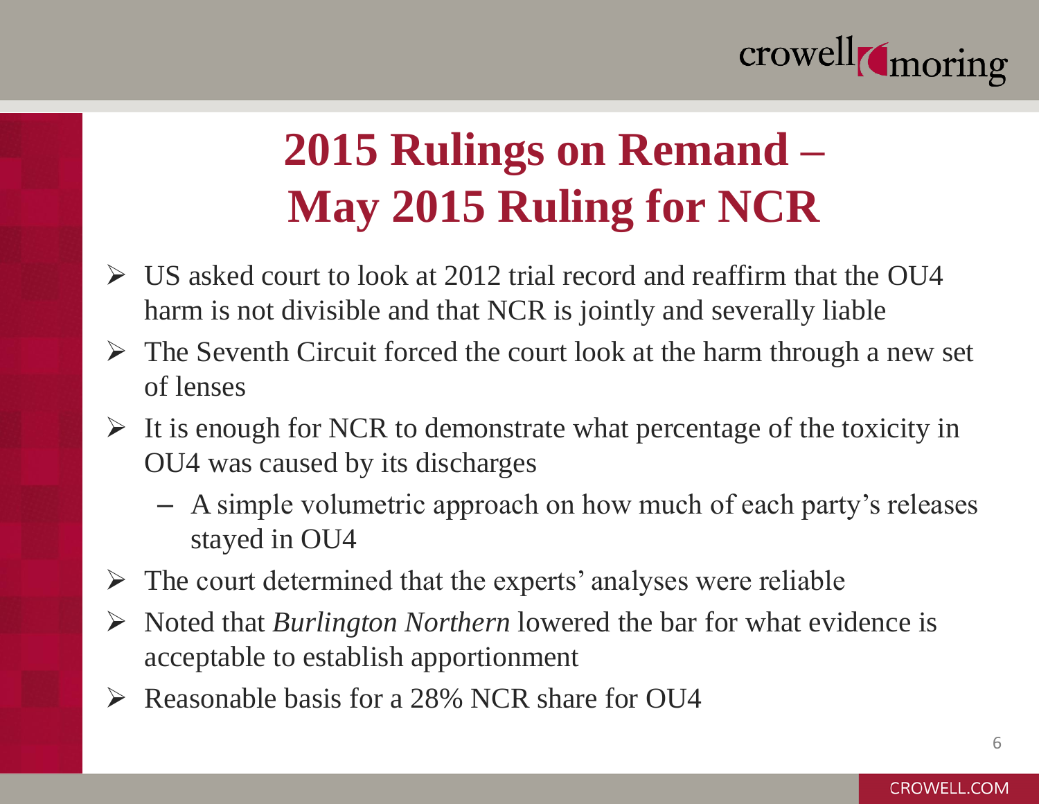# 2015 Rulings on Remand – May 2015 Ruling for NCR

- US asked court to look at 2012 trial record and reaffirm that the OU4 harm is not divisible and that NCR is jointly and severally liable
- The Seventh Circuit forced the court look at the harm through a new set of lenses
- It is enough for NCR to demonstrate what percentage of the toxicity in OU4 was caused by its discharges
  - A simple volumetric approach on how much of each party's releases stayed in OU4
- The court determined that the experts' analyses were reliable
- Noted that *Burlington Northern* lowered the bar for what evidence is acceptable to establish apportionment
- Reasonable basis for a 28% NCR share for OU4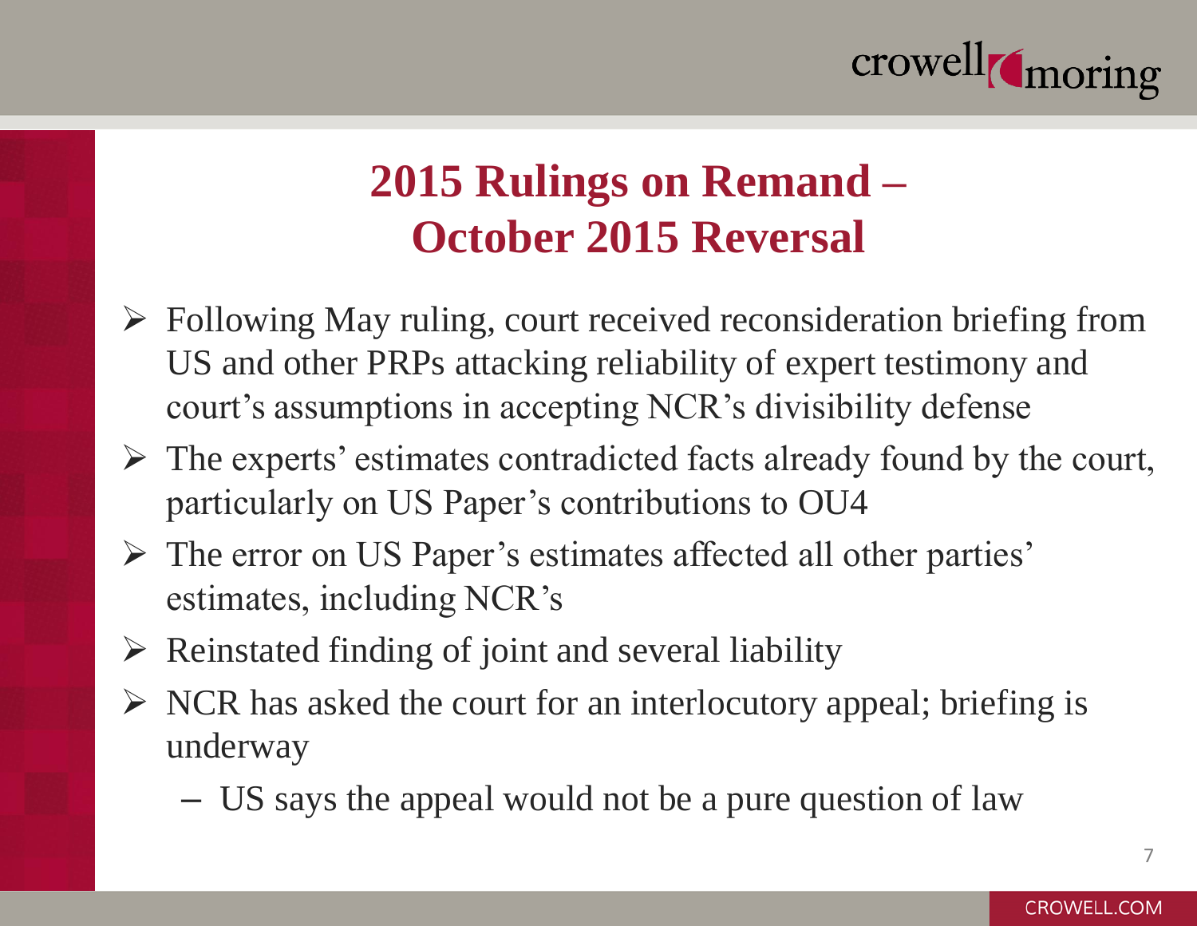# 2015 Rulings on Remand – October 2015 Reversal

- Following May ruling, court received reconsideration briefing from US and other PRPs attacking reliability of expert testimony and court's assumptions in accepting NCR's divisibility defense
- The experts' estimates contradicted facts already found by the court, particularly on US Paper's contributions to OU4
- The error on US Paper's estimates affected all other parties' estimates, including NCR's
- Reinstated finding of joint and several liability
- NCR has asked the court for an interlocutory appeal; briefing is underway
  - US says the appeal would not be a pure question of law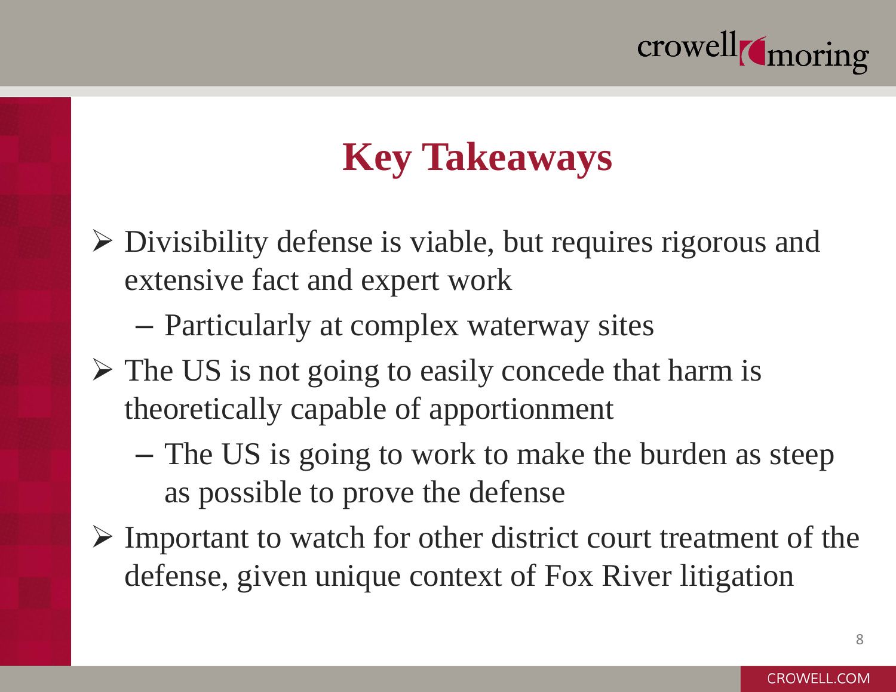# Key Takeaways

- Divisibility defense is viable, but requires rigorous and extensive fact and expert work
  - Particularly at complex waterway sites
- The US is not going to easily concede that harm is theoretically capable of apportionment
  - The US is going to work to make the burden as steep as possible to prove the defense
- Important to watch for other district court treatment of the defense, given unique context of Fox River litigation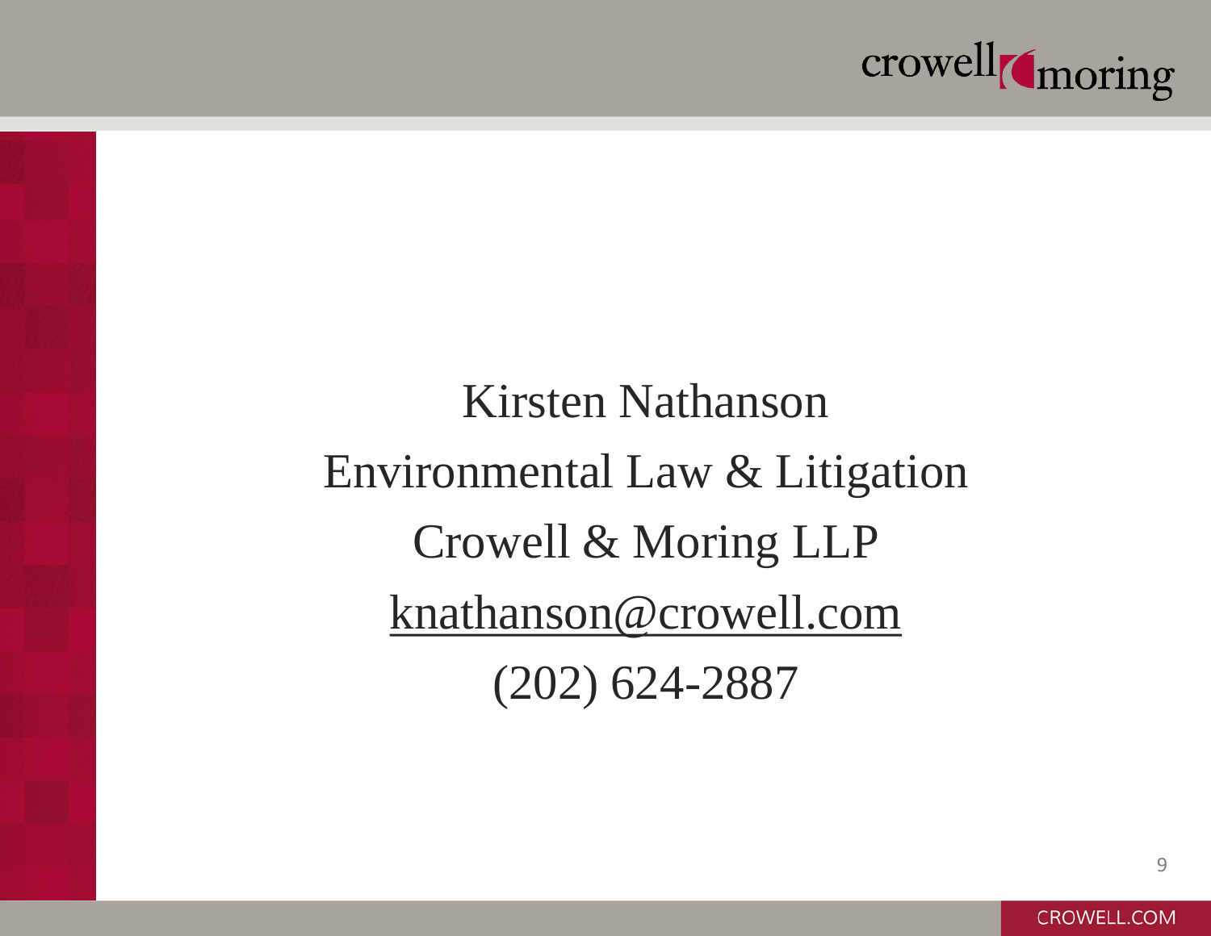Kirsten Nathanson

Environmental Law & Litigation

Crowell & Moring LLP

knathanson@crowell.com

(202) 624-2887